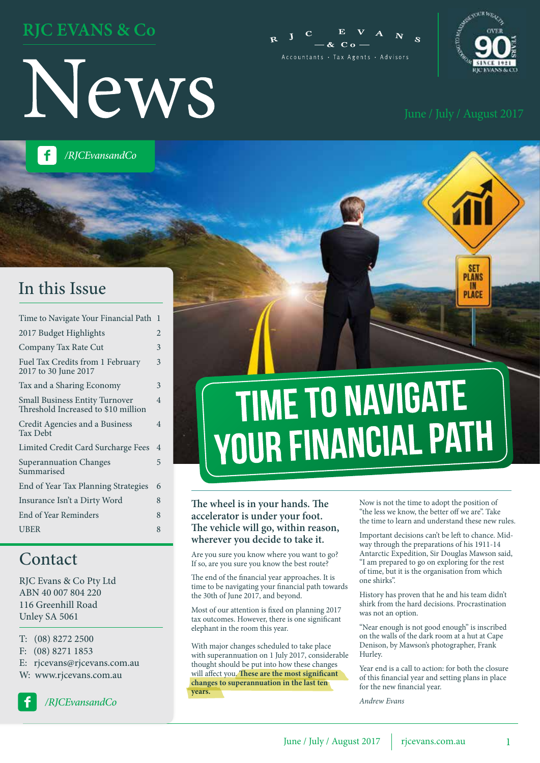# RJC EVANS & Co

# News

RJC EVANS & Co — Accountants · Tax Agents · Advisors

OVER 90 YEARS SINCE 1921

June / July / August 2017

/RJCEvansandCo

## In this Issue

| | |
|---|---|
| Time to Navigate Your Financial Path | 1 |
| 2017 Budget Highlights | 2 |
| Company Tax Rate Cut | 3 |
| Fuel Tax Credits from 1 February 2017 to 30 June 2017 | 3 |
| Tax and a Sharing Economy | 3 |
| Small Business Entity Turnover Threshold Increased to $10 million | 4 |
| Credit Agencies and a Business Tax Debt | 4 |
| Limited Credit Card Surcharge Fees | 4 |
| Superannuation Changes Summarised | 5 |
| End of Year Tax Planning Strategies | 6 |
| Insurance Isn't a Dirty Word | 8 |
| End of Year Reminders | 8 |
| UBER | 8 |

## Contact

RJC Evans & Co Pty Ltd
ABN 40 007 804 220
116 Greenhill Road
Unley SA 5061

T: (08) 8272 2500
F: (08) 8271 1853
E: rjcevans@rjcevans.com.au
W: www.rjcevans.com.au

/RJCEvansandCo

# TIME TO NAVIGATE YOUR FINANCIAL PATH

**The wheel is in your hands. The accelerator is under your foot. The vehicle will go, within reason, wherever you decide to take it.**

Are you sure you know where you want to go? If so, are you sure you know the best route?

The end of the financial year approaches. It is time to be navigating your financial path towards the 30th of June 2017, and beyond.

Most of our attention is fixed on planning 2017 tax outcomes. However, there is one significant elephant in the room this year.

With major changes scheduled to take place with superannuation on 1 July 2017, considerable thought should be put into how these changes will affect you. **These are the most significant changes to superannuation in the last ten years.**

Now is not the time to adopt the position of "the less we know, the better off we are". Take the time to learn and understand these new rules.

Important decisions can't be left to chance. Mid-way through the preparations of his 1911-14 Antarctic Expedition, Sir Douglas Mawson said, "I am prepared to go on exploring for the rest of time, but it is the organisation from which one shirks".

History has proven that he and his team didn't shirk from the hard decisions. Procrastination was not an option.

"Near enough is not good enough" is inscribed on the walls of the dark room at a hut at Cape Denison, by Mawson's photographer, Frank Hurley.

Year end is a call to action: for both the closure of this financial year and setting plans in place for the new financial year.

*Andrew Evans*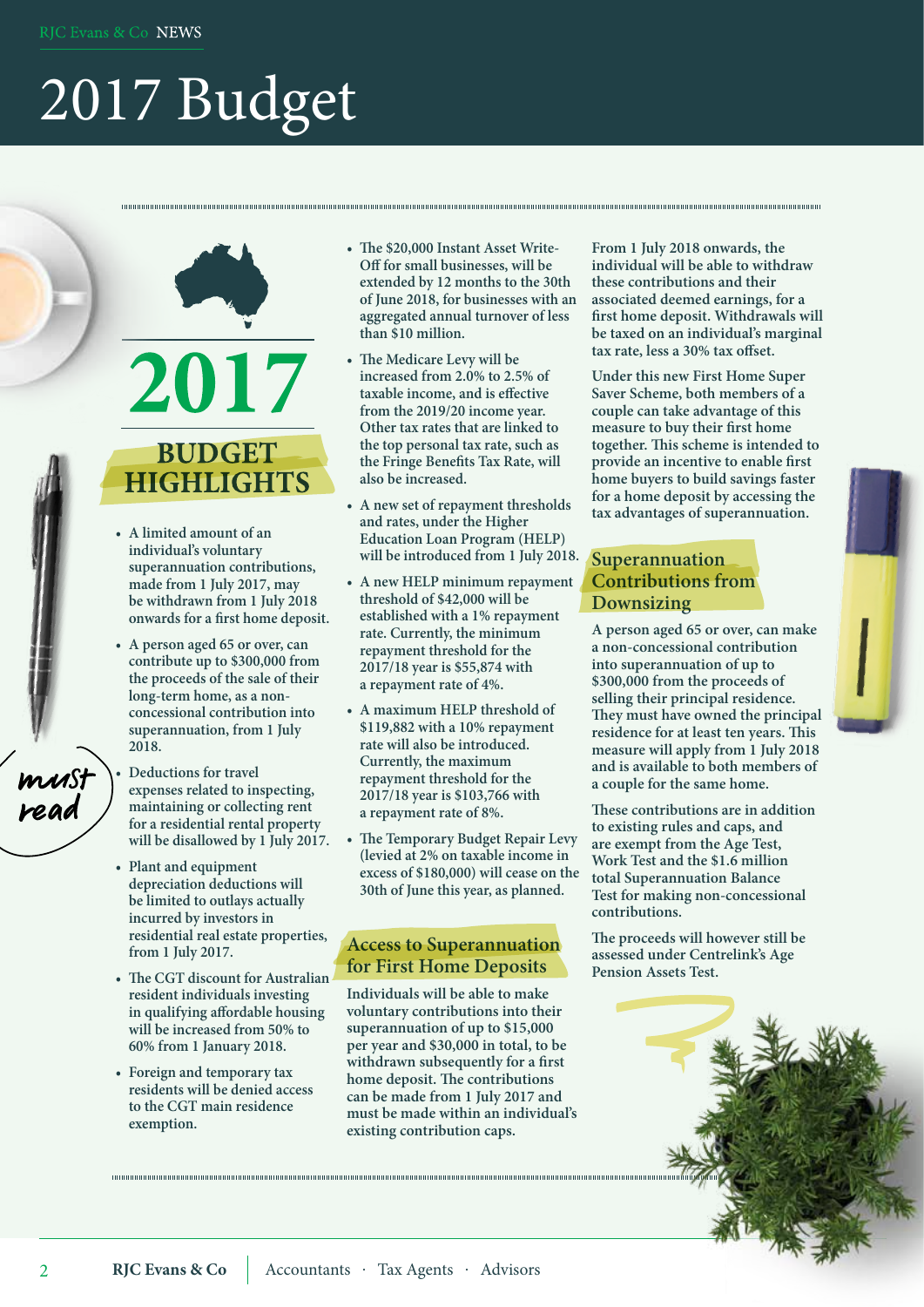# 2017 Budget

## 2017 BUDGET HIGHLIGHTS

- A limited amount of an individual's voluntary superannuation contributions, made from 1 July 2017, may be withdrawn from 1 July 2018 onwards for a first home deposit.
- A person aged 65 or over, can contribute up to $300,000 from the proceeds of the sale of their long-term home, as a non-concessional contribution into superannuation, from 1 July 2018.
- Deductions for travel expenses related to inspecting, maintaining or collecting rent for a residential rental property will be disallowed by 1 July 2017.
- Plant and equipment depreciation deductions will be limited to outlays actually incurred by investors in residential real estate properties, from 1 July 2017.
- The CGT discount for Australian resident individuals investing in qualifying affordable housing will be increased from 50% to 60% from 1 January 2018.
- Foreign and temporary tax residents will be denied access to the CGT main residence exemption.
- The $20,000 Instant Asset Write-Off for small businesses, will be extended by 12 months to the 30th of June 2018, for businesses with an aggregated annual turnover of less than $10 million.
- The Medicare Levy will be increased from 2.0% to 2.5% of taxable income, and is effective from the 2019/20 income year. Other tax rates that are linked to the top personal tax rate, such as the Fringe Benefits Tax Rate, will also be increased.
- A new set of repayment thresholds and rates, under the Higher Education Loan Program (HELP) will be introduced from 1 July 2018.
- A new HELP minimum repayment threshold of $42,000 will be established with a 1% repayment rate. Currently, the minimum repayment threshold for the 2017/18 year is $55,874 with a repayment rate of 4%.
- A maximum HELP threshold of $119,882 with a 10% repayment rate will also be introduced. Currently, the maximum repayment threshold for the 2017/18 year is $103,766 with a repayment rate of 8%.
- The Temporary Budget Repair Levy (levied at 2% on taxable income in excess of $180,000) will cease on the 30th of June this year, as planned.

## Access to Superannuation for First Home Deposits

Individuals will be able to make voluntary contributions into their superannuation of up to $15,000 per year and $30,000 in total, to be withdrawn subsequently for a first home deposit. The contributions can be made from 1 July 2017 and must be made within an individual's existing contribution caps.

From 1 July 2018 onwards, the individual will be able to withdraw these contributions and their associated deemed earnings, for a first home deposit. Withdrawals will be taxed on an individual's marginal tax rate, less a 30% tax offset.

Under this new First Home Super Saver Scheme, both members of a couple can take advantage of this measure to buy their first home together. This scheme is intended to provide an incentive to enable first home buyers to build savings faster for a home deposit by accessing the tax advantages of superannuation.

## Superannuation Contributions from Downsizing

A person aged 65 or over, can make a non-concessional contribution into superannuation of up to $300,000 from the proceeds of selling their principal residence. They must have owned the principal residence for at least ten years. This measure will apply from 1 July 2018 and is available to both members of a couple for the same home.

These contributions are in addition to existing rules and caps, and are exempt from the Age Test, Work Test and the $1.6 million total Superannuation Balance Test for making non-concessional contributions.

The proceeds will however still be assessed under Centrelink's Age Pension Assets Test.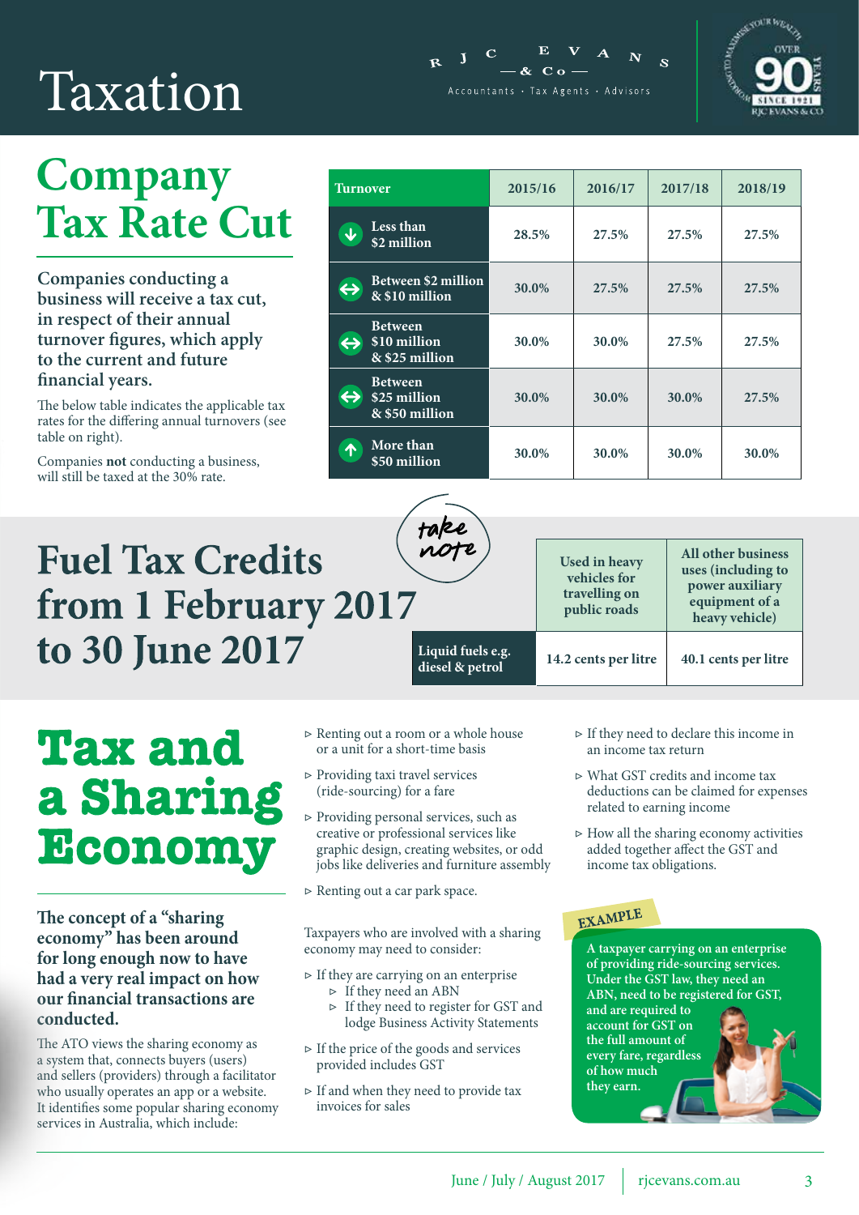# Taxation

## Company Tax Rate Cut

**Companies conducting a business will receive a tax cut, in respect of their annual turnover figures, which apply to the current and future financial years.**

The below table indicates the applicable tax rates for the differing annual turnovers (see table on right).

Companies **not** conducting a business, will still be taxed at the 30% rate.

| Turnover | 2015/16 | 2016/17 | 2017/18 | 2018/19 |
| --- | --- | --- | --- | --- |
| Less than $2 million | 28.5% | 27.5% | 27.5% | 27.5% |
| Between $2 million & $10 million | 30.0% | 27.5% | 27.5% | 27.5% |
| Between $10 million & $25 million | 30.0% | 30.0% | 27.5% | 27.5% |
| Between $25 million & $50 million | 30.0% | 30.0% | 30.0% | 27.5% |
| More than $50 million | 30.0% | 30.0% | 30.0% | 30.0% |

## Fuel Tax Credits from 1 February 2017 to 30 June 2017

take note

| | Used in heavy vehicles for travelling on public roads | All other business uses (including to power auxiliary equipment of a heavy vehicle) |
| --- | --- | --- |
| Liquid fuels e.g. diesel & petrol | 14.2 cents per litre | 40.1 cents per litre |

## Tax and a Sharing Economy

**The concept of a "sharing economy" has been around for long enough now to have had a very real impact on how our financial transactions are conducted.**

The ATO views the sharing economy as a system that, connects buyers (users) and sellers (providers) through a facilitator who usually operates an app or a website. It identifies some popular sharing economy services in Australia, which include:

- Renting out a room or a whole house or a unit for a short-time basis
- Providing taxi travel services (ride-sourcing) for a fare
- Providing personal services, such as creative or professional services like graphic design, creating websites, or odd jobs like deliveries and furniture assembly
- Renting out a car park space.

Taxpayers who are involved with a sharing economy may need to consider:

- If they are carrying on an enterprise
  - If they need an ABN
  - If they need to register for GST and lodge Business Activity Statements
- If the price of the goods and services provided includes GST
- If and when they need to provide tax invoices for sales
- If they need to declare this income in an income tax return
- What GST credits and income tax deductions can be claimed for expenses related to earning income
- How all the sharing economy activities added together affect the GST and income tax obligations.

**EXAMPLE**

**A taxpayer carrying on an enterprise of providing ride-sourcing services. Under the GST law, they need an ABN, need to be registered for GST, and are required to account for GST on the full amount of every fare, regardless of how much they earn.**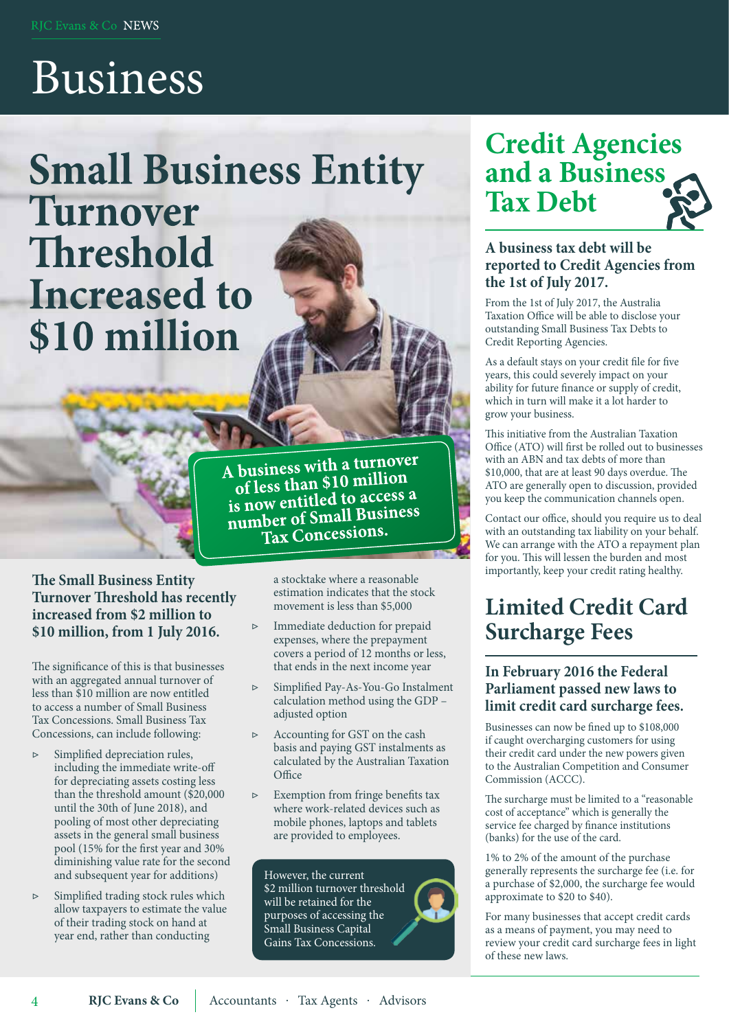# Business

## Small Business Entity Turnover Threshold Increased to $10 million

**A business with a turnover of less than $10 million is now entitled to access a number of Small Business Tax Concessions.**

### The Small Business Entity Turnover Threshold has recently increased from $2 million to $10 million, from 1 July 2016.

The significance of this is that businesses with an aggregated annual turnover of less than $10 million are now entitled to access a number of Small Business Tax Concessions. Small Business Tax Concessions, can include following:

- Simplified depreciation rules, including the immediate write-off for depreciating assets costing less than the threshold amount ($20,000 until the 30th of June 2018), and pooling of most other depreciating assets in the general small business pool (15% for the first year and 30% diminishing value rate for the second and subsequent year for additions)
- Simplified trading stock rules which allow taxpayers to estimate the value of their trading stock on hand at year end, rather than conducting a stocktake where a reasonable estimation indicates that the stock movement is less than $5,000
- Immediate deduction for prepaid expenses, where the prepayment covers a period of 12 months or less, that ends in the next income year
- Simplified Pay-As-You-Go Instalment calculation method using the GDP – adjusted option
- Accounting for GST on the cash basis and paying GST instalments as calculated by the Australian Taxation Office
- Exemption from fringe benefits tax where work-related devices such as mobile phones, laptops and tablets are provided to employees.

However, the current $2 million turnover threshold will be retained for the purposes of accessing the Small Business Capital Gains Tax Concessions.

## Credit Agencies and a Business Tax Debt

### A business tax debt will be reported to Credit Agencies from the 1st of July 2017.

From the 1st of July 2017, the Australia Taxation Office will be able to disclose your outstanding Small Business Tax Debts to Credit Reporting Agencies.

As a default stays on your credit file for five years, this could severely impact on your ability for future finance or supply of credit, which in turn will make it a lot harder to grow your business.

This initiative from the Australian Taxation Office (ATO) will first be rolled out to businesses with an ABN and tax debts of more than $10,000, that are at least 90 days overdue. The ATO are generally open to discussion, provided you keep the communication channels open.

Contact our office, should you require us to deal with an outstanding tax liability on your behalf. We can arrange with the ATO a repayment plan for you. This will lessen the burden and most importantly, keep your credit rating healthy.

## Limited Credit Card Surcharge Fees

### In February 2016 the Federal Parliament passed new laws to limit credit card surcharge fees.

Businesses can now be fined up to $108,000 if caught overcharging customers for using their credit card under the new powers given to the Australian Competition and Consumer Commission (ACCC).

The surcharge must be limited to a "reasonable cost of acceptance" which is generally the service fee charged by finance institutions (banks) for the use of the card.

1% to 2% of the amount of the purchase generally represents the surcharge fee (i.e. for a purchase of $2,000, the surcharge fee would approximate to $20 to $40).

For many businesses that accept credit cards as a means of payment, you may need to review your credit card surcharge fees in light of these new laws.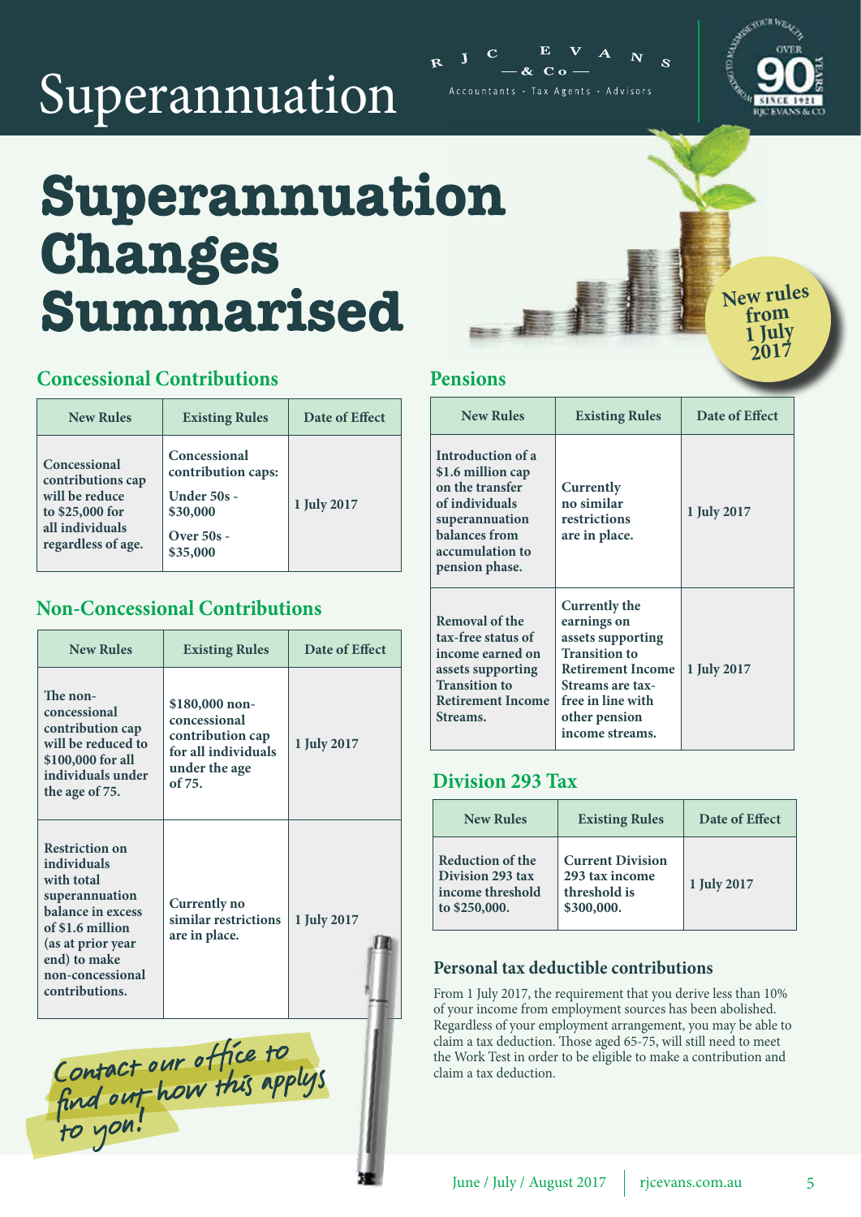# Superannuation

# Superannuation Changes Summarised

New rules from 1 July 2017

## Concessional Contributions

| New Rules | Existing Rules | Date of Effect |
|---|---|---|
| Concessional contributions cap will be reduce to $25,000 for all individuals regardless of age. | Concessional contribution caps: Under 50s - $30,000 Over 50s - $35,000 | 1 July 2017 |

## Non-Concessional Contributions

| New Rules | Existing Rules | Date of Effect |
|---|---|---|
| The non-concessional contribution cap will be reduced to $100,000 for all individuals under the age of 75. | $180,000 non-concessional contribution cap for all individuals under the age of 75. | 1 July 2017 |
| Restriction on individuals with total superannuation balance in excess of $1.6 million (as at prior year end) to make non-concessional contributions. | Currently no similar restrictions are in place. | 1 July 2017 |

Contact our office to find out how this applys to you!

## Pensions

| New Rules | Existing Rules | Date of Effect |
|---|---|---|
| Introduction of a $1.6 million cap on the transfer of individuals superannuation balances from accumulation to pension phase. | Currently no similar restrictions are in place. | 1 July 2017 |
| Removal of the tax-free status of income earned on assets supporting Transition to Retirement Income Streams. | Currently the earnings on assets supporting Transition to Retirement Income Streams are tax-free in line with other pension income streams. | 1 July 2017 |

## Division 293 Tax

| New Rules | Existing Rules | Date of Effect |
|---|---|---|
| Reduction of the Division 293 tax income threshold to $250,000. | Current Division 293 tax income threshold is $300,000. | 1 July 2017 |

### Personal tax deductible contributions

From 1 July 2017, the requirement that you derive less than 10% of your income from employment sources has been abolished. Regardless of your employment arrangement, you may be able to claim a tax deduction. Those aged 65-75, will still need to meet the Work Test in order to be eligible to make a contribution and claim a tax deduction.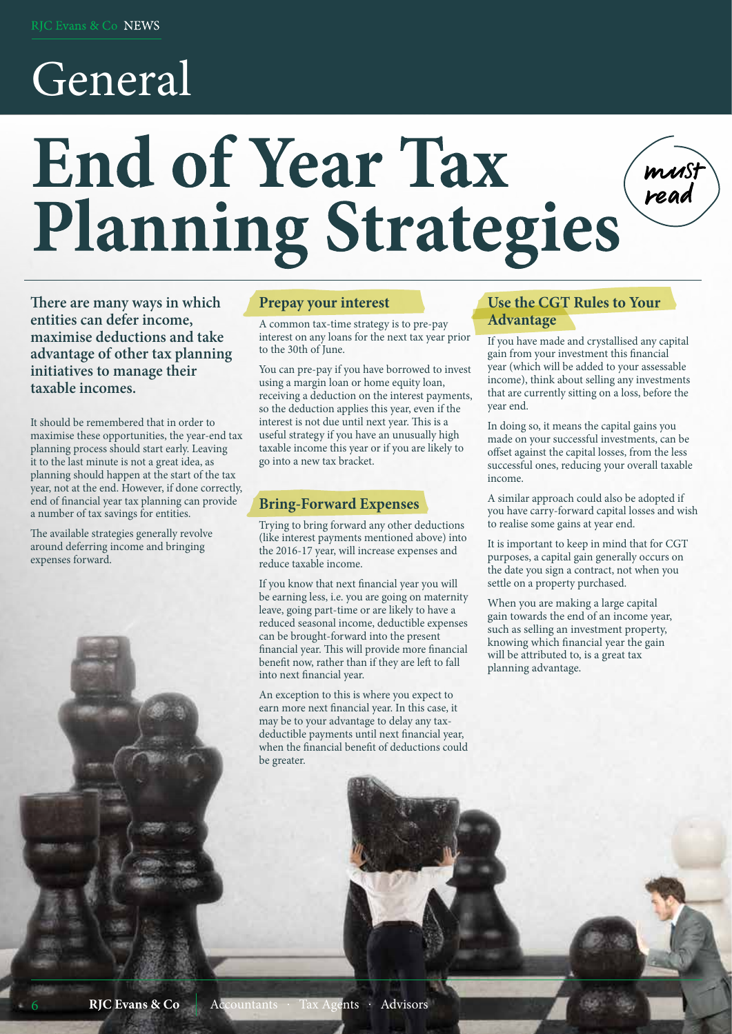# General

# End of Year Tax Planning Strategies

must read

**There are many ways in which entities can defer income, maximise deductions and take advantage of other tax planning initiatives to manage their taxable incomes.**

It should be remembered that in order to maximise these opportunities, the year-end tax planning process should start early. Leaving it to the last minute is not a great idea, as planning should happen at the start of the tax year, not at the end. However, if done correctly, end of financial year tax planning can provide a number of tax savings for entities.

The available strategies generally revolve around deferring income and bringing expenses forward.

## Prepay your interest

A common tax-time strategy is to pre-pay interest on any loans for the next tax year prior to the 30th of June.

You can pre-pay if you have borrowed to invest using a margin loan or home equity loan, receiving a deduction on the interest payments, so the deduction applies this year, even if the interest is not due until next year. This is a useful strategy if you have an unusually high taxable income this year or if you are likely to go into a new tax bracket.

## Bring-Forward Expenses

Trying to bring forward any other deductions (like interest payments mentioned above) into the 2016-17 year, will increase expenses and reduce taxable income.

If you know that next financial year you will be earning less, i.e. you are going on maternity leave, going part-time or are likely to have a reduced seasonal income, deductible expenses can be brought-forward into the present financial year. This will provide more financial benefit now, rather than if they are left to fall into next financial year.

An exception to this is where you expect to earn more next financial year. In this case, it may be to your advantage to delay any tax-deductible payments until next financial year, when the financial benefit of deductions could be greater.

## Use the CGT Rules to Your Advantage

If you have made and crystallised any capital gain from your investment this financial year (which will be added to your assessable income), think about selling any investments that are currently sitting on a loss, before the year end.

In doing so, it means the capital gains you made on your successful investments, can be offset against the capital losses, from the less successful ones, reducing your overall taxable income.

A similar approach could also be adopted if you have carry-forward capital losses and wish to realise some gains at year end.

It is important to keep in mind that for CGT purposes, a capital gain generally occurs on the date you sign a contract, not when you settle on a property purchased.

When you are making a large capital gain towards the end of an income year, such as selling an investment property, knowing which financial year the gain will be attributed to, is a great tax planning advantage.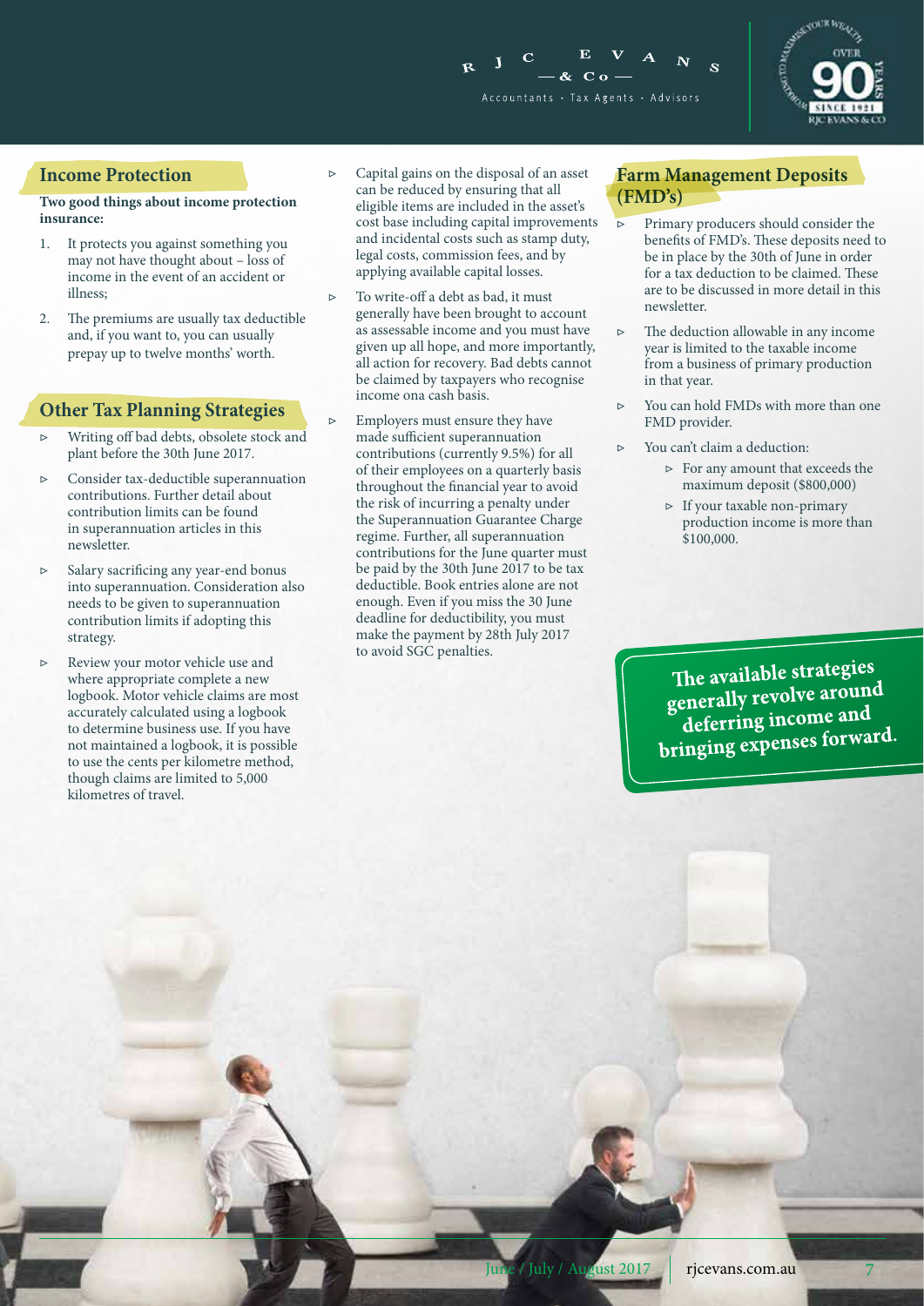## Income Protection

**Two good things about income protection insurance:**

1. It protects you against something you may not have thought about – loss of income in the event of an accident or illness;
2. The premiums are usually tax deductible and, if you want to, you can usually prepay up to twelve months' worth.

## Other Tax Planning Strategies

- Writing off bad debts, obsolete stock and plant before the 30th June 2017.
- Consider tax-deductible superannuation contributions. Further detail about contribution limits can be found in superannuation articles in this newsletter.
- Salary sacrificing any year-end bonus into superannuation. Consideration also needs to be given to superannuation contribution limits if adopting this strategy.
- Review your motor vehicle use and where appropriate complete a new logbook. Motor vehicle claims are most accurately calculated using a logbook to determine business use. If you have not maintained a logbook, it is possible to use the cents per kilometre method, though claims are limited to 5,000 kilometres of travel.
- Capital gains on the disposal of an asset can be reduced by ensuring that all eligible items are included in the asset's cost base including capital improvements and incidental costs such as stamp duty, legal costs, commission fees, and by applying available capital losses.
- To write-off a debt as bad, it must generally have been brought to account as assessable income and you must have given up all hope, and more importantly, all action for recovery. Bad debts cannot be claimed by taxpayers who recognise income ona cash basis.
- Employers must ensure they have made sufficient superannuation contributions (currently 9.5%) for all of their employees on a quarterly basis throughout the financial year to avoid the risk of incurring a penalty under the Superannuation Guarantee Charge regime. Further, all superannuation contributions for the June quarter must be paid by the 30th June 2017 to be tax deductible. Book entries alone are not enough. Even if you miss the 30 June deadline for deductibility, you must make the payment by 28th July 2017 to avoid SGC penalties.

## Farm Management Deposits (FMD's)

- Primary producers should consider the benefits of FMD's. These deposits need to be in place by the 30th of June in order for a tax deduction to be claimed. These are to be discussed in more detail in this newsletter.
- The deduction allowable in any income year is limited to the taxable income from a business of primary production in that year.
- You can hold FMDs with more than one FMD provider.
- You can't claim a deduction:
  - For any amount that exceeds the maximum deposit ($800,000)
  - If your taxable non-primary production income is more than $100,000.

**The available strategies generally revolve around deferring income and bringing expenses forward.**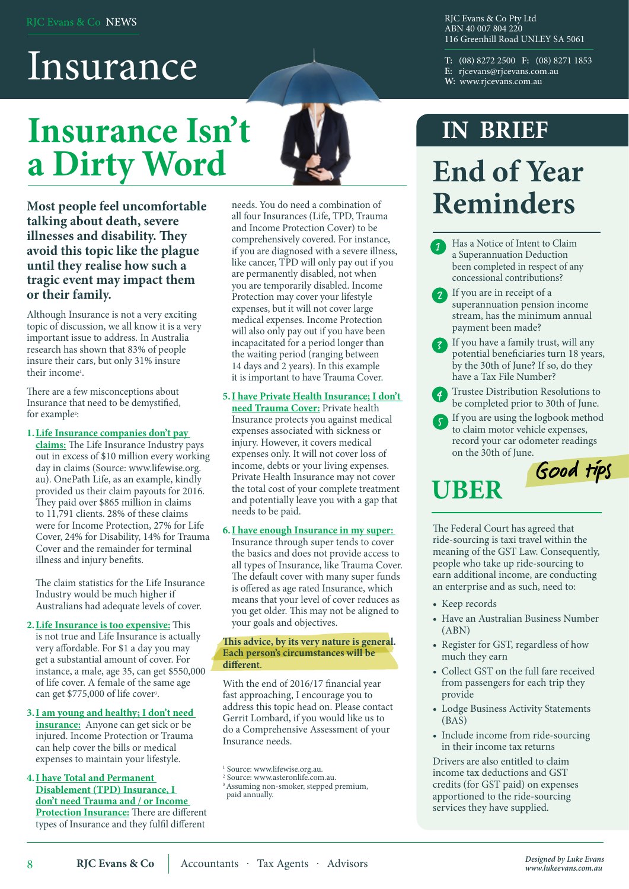RJC Evans & Co NEWS

# Insurance

RJC Evans & Co Pty Ltd
ABN 40 007 804 220
116 Greenhill Road UNLEY SA 5061

**T:** (08) 8272 2500 **F:** (08) 8271 1853
**E:** rjcevans@rjcevans.com.au
**W:** www.rjcevans.com.au

## Insurance Isn't a Dirty Word

**Most people feel uncomfortable talking about death, severe illnesses and disability. They avoid this topic like the plague until they realise how such a tragic event may impact them or their family.**

Although Insurance is not a very exciting topic of discussion, we all know it is a very important issue to address. In Australia research has shown that 83% of people insure their cars, but only 31% insure their income[1].

There are a few misconceptions about Insurance that need to be demystified, for example[2]:

1. **Life Insurance companies don't pay claims:** The Life Insurance Industry pays out in excess of $10 million every working day in claims (Source: www.lifewise.org.au). OnePath Life, as an example, kindly provided us their claim payouts for 2016. They paid over $865 million in claims to 11,791 clients. 28% of these claims were for Income Protection, 27% for Life Cover, 24% for Disability, 14% for Trauma Cover and the remainder for terminal illness and injury benefits.

   The claim statistics for the Life Insurance Industry would be much higher if Australians had adequate levels of cover.

2. **Life Insurance is too expensive:** This is not true and Life Insurance is actually very affordable. For $1 a day you may get a substantial amount of cover. For instance, a male, age 35, can get $550,000 of life cover. A female of the same age can get $775,000 of life cover[3].

3. **I am young and healthy; I don't need insurance:** Anyone can get sick or be injured. Income Protection or Trauma can help cover the bills or medical expenses to maintain your lifestyle.

4. **I have Total and Permanent Disablement (TPD) Insurance, I don't need Trauma and / or Income Protection Insurance:** There are different types of Insurance and they fulfil different needs. You do need a combination of all four Insurances (Life, TPD, Trauma and Income Protection Cover) to be comprehensively covered. For instance, if you are diagnosed with a severe illness, like cancer, TPD will only pay out if you are permanently disabled, not when you are temporarily disabled. Income Protection may cover your lifestyle expenses, but it will not cover large medical expenses. Income Protection will also only pay out if you have been incapacitated for a period longer than the waiting period (ranging between 14 days and 2 years). In this example it is important to have Trauma Cover.

5. **I have Private Health Insurance; I don't need Trauma Cover:** Private health Insurance protects you against medical expenses associated with sickness or injury. However, it covers medical expenses only. It will not cover loss of income, debts or your living expenses. Private Health Insurance may not cover the total cost of your complete treatment and potentially leave you with a gap that needs to be paid.

6. **I have enough Insurance in my super:** Insurance through super tends to cover the basics and does not provide access to all types of Insurance, like Trauma Cover. The default cover with many super funds is offered as age rated Insurance, which means that your level of cover reduces as you get older. This may not be aligned to your goals and objectives.

**This advice, by its very nature is general. Each person's circumstances will be different.**

With the end of 2016/17 financial year fast approaching, I encourage you to address this topic head on. Please contact Gerrit Lombard, if you would like us to do a Comprehensive Assessment of your Insurance needs.

[1] Source: www.lifewise.org.au.
[2] Source: www.asteronlife.com.au.
[3] Assuming non-smoker, stepped premium, paid annually.

## IN BRIEF

## End of Year Reminders

1. Has a Notice of Intent to Claim a Superannuation Deduction been completed in respect of any concessional contributions?
2. If you are in receipt of a superannuation pension income stream, has the minimum annual payment been made?
3. If you have a family trust, will any potential beneficiaries turn 18 years, by the 30th of June? If so, do they have a Tax File Number?
4. Trustee Distribution Resolutions to be completed prior to 30th of June.
5. If you are using the logbook method to claim motor vehicle expenses, record your car odometer readings on the 30th of June.

Good tips

## UBER

The Federal Court has agreed that ride-sourcing is taxi travel within the meaning of the GST Law. Consequently, people who take up ride-sourcing to earn additional income, are conducting an enterprise and as such, need to:

- Keep records
- Have an Australian Business Number (ABN)
- Register for GST, regardless of how much they earn
- Collect GST on the full fare received from passengers for each trip they provide
- Lodge Business Activity Statements (BAS)
- Include income from ride-sourcing in their income tax returns

Drivers are also entitled to claim income tax deductions and GST credits (for GST paid) on expenses apportioned to the ride-sourcing services they have supplied.

RJC Evans & Co | Accountants · Tax Agents · Advisors

*Designed by Luke Evans www.lukeevans.com.au*